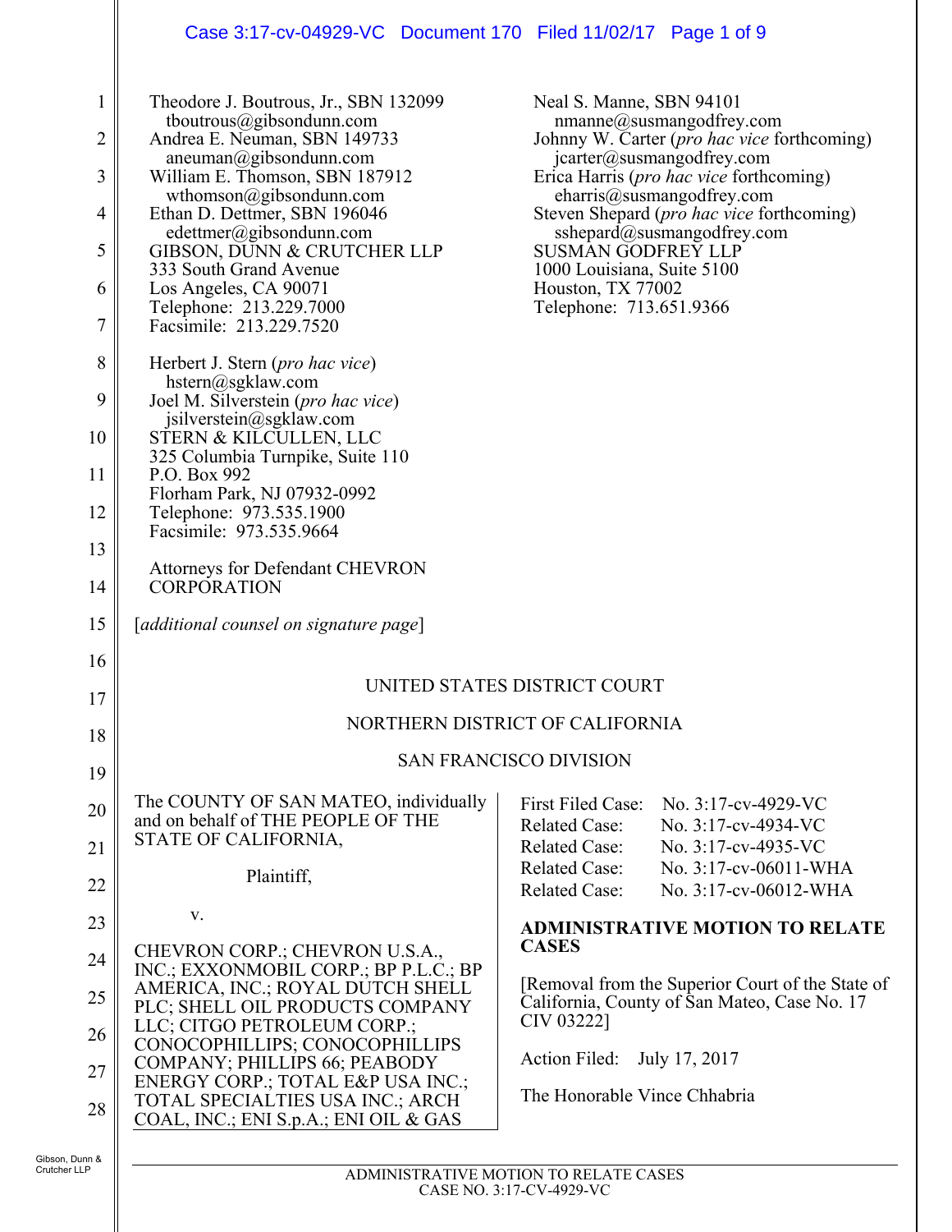Theodore J. Boutrous, Jr., SBN 132099
tboutrous@gibsondunn.com
Andrea E. Neuman, SBN 149733
aneuman@gibsondunn.com
William E. Thomson, SBN 187912
wthomson@gibsondunn.com
Ethan D. Dettmer, SBN 196046
edettmer@gibsondunn.com
GIBSON, DUNN & CRUTCHER LLP
333 South Grand Avenue
Los Angeles, CA 90071
Telephone: 213.229.7000
Facsimile: 213.229.7520

Herbert J. Stern (*pro hac vice*)
hstern@sgklaw.com
Joel M. Silverstein (*pro hac vice*)
jsilverstein@sgklaw.com
STERN & KILCULLEN, LLC
325 Columbia Turnpike, Suite 110
P.O. Box 992
Florham Park, NJ 07932-0992
Telephone: 973.535.1900
Facsimile: 973.535.9664

Attorneys for Defendant CHEVRON CORPORATION

Neal S. Manne, SBN 94101
nmanne@susmangodfrey.com
Johnny W. Carter (*pro hac vice* forthcoming)
jcarter@susmangodfrey.com
Erica Harris (*pro hac vice* forthcoming)
eharris@susmangodfrey.com
Steven Shepard (*pro hac vice* forthcoming)
sshepard@susmangodfrey.com
SUSMAN GODFREY LLP
1000 Louisiana, Suite 5100
Houston, TX 77002
Telephone: 713.651.9366

[*additional counsel on signature page*]

UNITED STATES DISTRICT COURT

NORTHERN DISTRICT OF CALIFORNIA

SAN FRANCISCO DIVISION

The COUNTY OF SAN MATEO, individually and on behalf of THE PEOPLE OF THE STATE OF CALIFORNIA,

Plaintiff,

v.

CHEVRON CORP.; CHEVRON U.S.A., INC.; EXXONMOBIL CORP.; BP P.L.C.; BP AMERICA, INC.; ROYAL DUTCH SHELL PLC; SHELL OIL PRODUCTS COMPANY LLC; CITGO PETROLEUM CORP.; CONOCOPHILLIPS; CONOCOPHILLIPS COMPANY; PHILLIPS 66; PEABODY ENERGY CORP.; TOTAL E&P USA INC.; TOTAL SPECIALTIES USA INC.; ARCH COAL, INC.; ENI S.p.A.; ENI OIL & GAS

First Filed Case: No. 3:17-cv-4929-VC
Related Case: No. 3:17-cv-4934-VC
Related Case: No. 3:17-cv-4935-VC
Related Case: No. 3:17-cv-06011-WHA
Related Case: No. 3:17-cv-06012-WHA

**ADMINISTRATIVE MOTION TO RELATE CASES**

[Removal from the Superior Court of the State of California, County of San Mateo, Case No. 17 CIV 03222]

Action Filed: July 17, 2017

The Honorable Vince Chhabria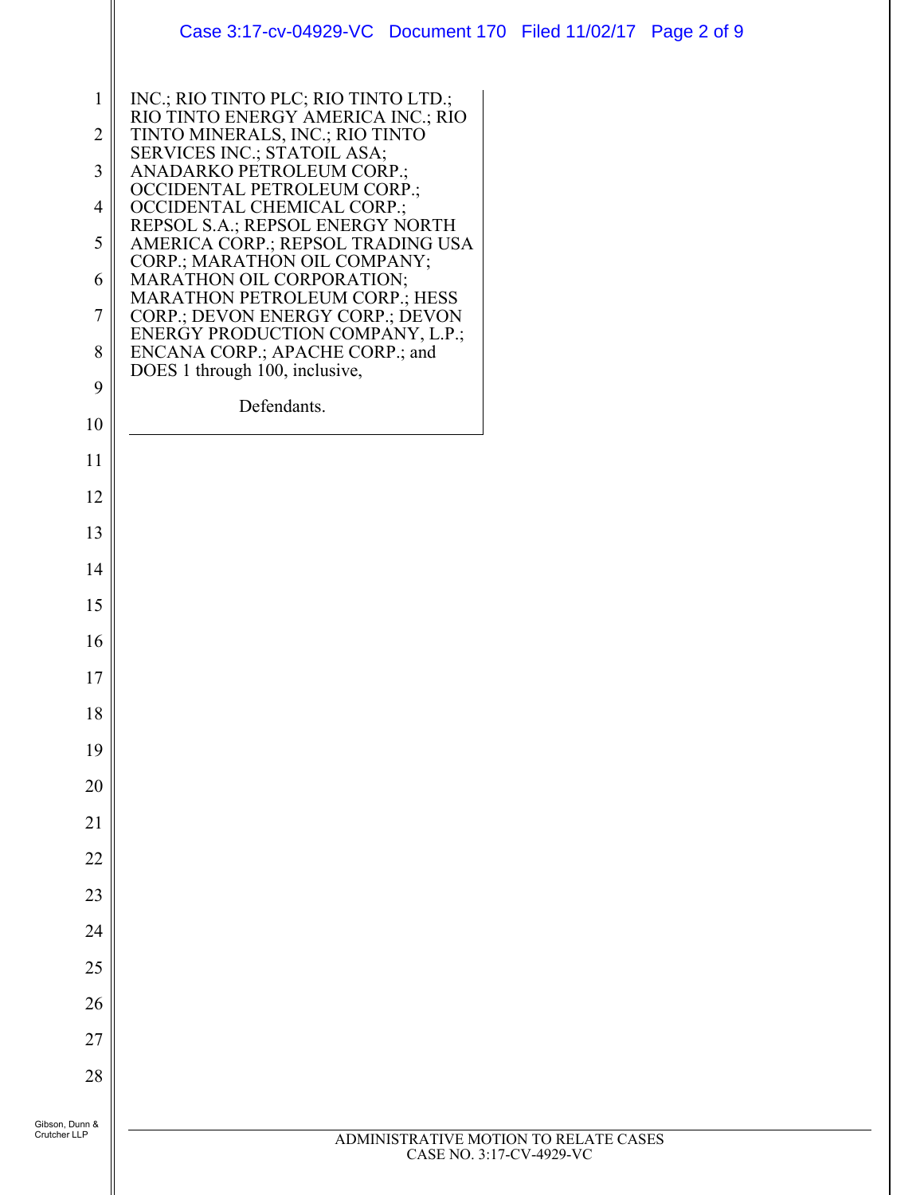INC.; RIO TINTO PLC; RIO TINTO LTD.; RIO TINTO ENERGY AMERICA INC.; RIO TINTO MINERALS, INC.; RIO TINTO SERVICES INC.; STATOIL ASA; ANADARKO PETROLEUM CORP.; OCCIDENTAL PETROLEUM CORP.; OCCIDENTAL CHEMICAL CORP.; REPSOL S.A.; REPSOL ENERGY NORTH AMERICA CORP.; REPSOL TRADING USA CORP.; MARATHON OIL COMPANY; MARATHON OIL CORPORATION; MARATHON PETROLEUM CORP.; HESS CORP.; DEVON ENERGY CORP.; DEVON ENERGY PRODUCTION COMPANY, L.P.; ENCANA CORP.; APACHE CORP.; and DOES 1 through 100, inclusive,

Defendants.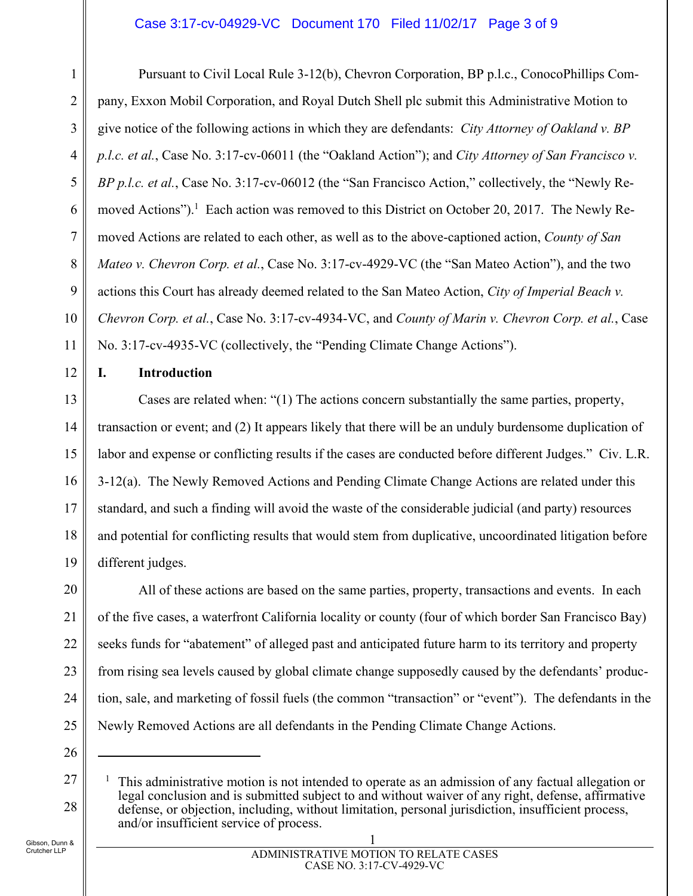Pursuant to Civil Local Rule 3-12(b), Chevron Corporation, BP p.l.c., ConocoPhillips Company, Exxon Mobil Corporation, and Royal Dutch Shell plc submit this Administrative Motion to give notice of the following actions in which they are defendants: *City Attorney of Oakland v. BP p.l.c. et al.*, Case No. 3:17-cv-06011 (the "Oakland Action"); and *City Attorney of San Francisco v. BP p.l.c. et al.*, Case No. 3:17-cv-06012 (the "San Francisco Action," collectively, the "Newly Removed Actions").[1] Each action was removed to this District on October 20, 2017. The Newly Removed Actions are related to each other, as well as to the above-captioned action, *County of San Mateo v. Chevron Corp. et al.*, Case No. 3:17-cv-4929-VC (the "San Mateo Action"), and the two actions this Court has already deemed related to the San Mateo Action, *City of Imperial Beach v. Chevron Corp. et al.*, Case No. 3:17-cv-4934-VC, and *County of Marin v. Chevron Corp. et al.*, Case No. 3:17-cv-4935-VC (collectively, the "Pending Climate Change Actions").

## I. Introduction

Cases are related when: "(1) The actions concern substantially the same parties, property, transaction or event; and (2) It appears likely that there will be an unduly burdensome duplication of labor and expense or conflicting results if the cases are conducted before different Judges." Civ. L.R. 3-12(a). The Newly Removed Actions and Pending Climate Change Actions are related under this standard, and such a finding will avoid the waste of the considerable judicial (and party) resources and potential for conflicting results that would stem from duplicative, uncoordinated litigation before different judges.

All of these actions are based on the same parties, property, transactions and events. In each of the five cases, a waterfront California locality or county (four of which border San Francisco Bay) seeks funds for "abatement" of alleged past and anticipated future harm to its territory and property from rising sea levels caused by global climate change supposedly caused by the defendants' production, sale, and marketing of fossil fuels (the common "transaction" or "event"). The defendants in the Newly Removed Actions are all defendants in the Pending Climate Change Actions.

---

[1] This administrative motion is not intended to operate as an admission of any factual allegation or legal conclusion and is submitted subject to and without waiver of any right, defense, affirmative defense, or objection, including, without limitation, personal jurisdiction, insufficient process, and/or insufficient service of process.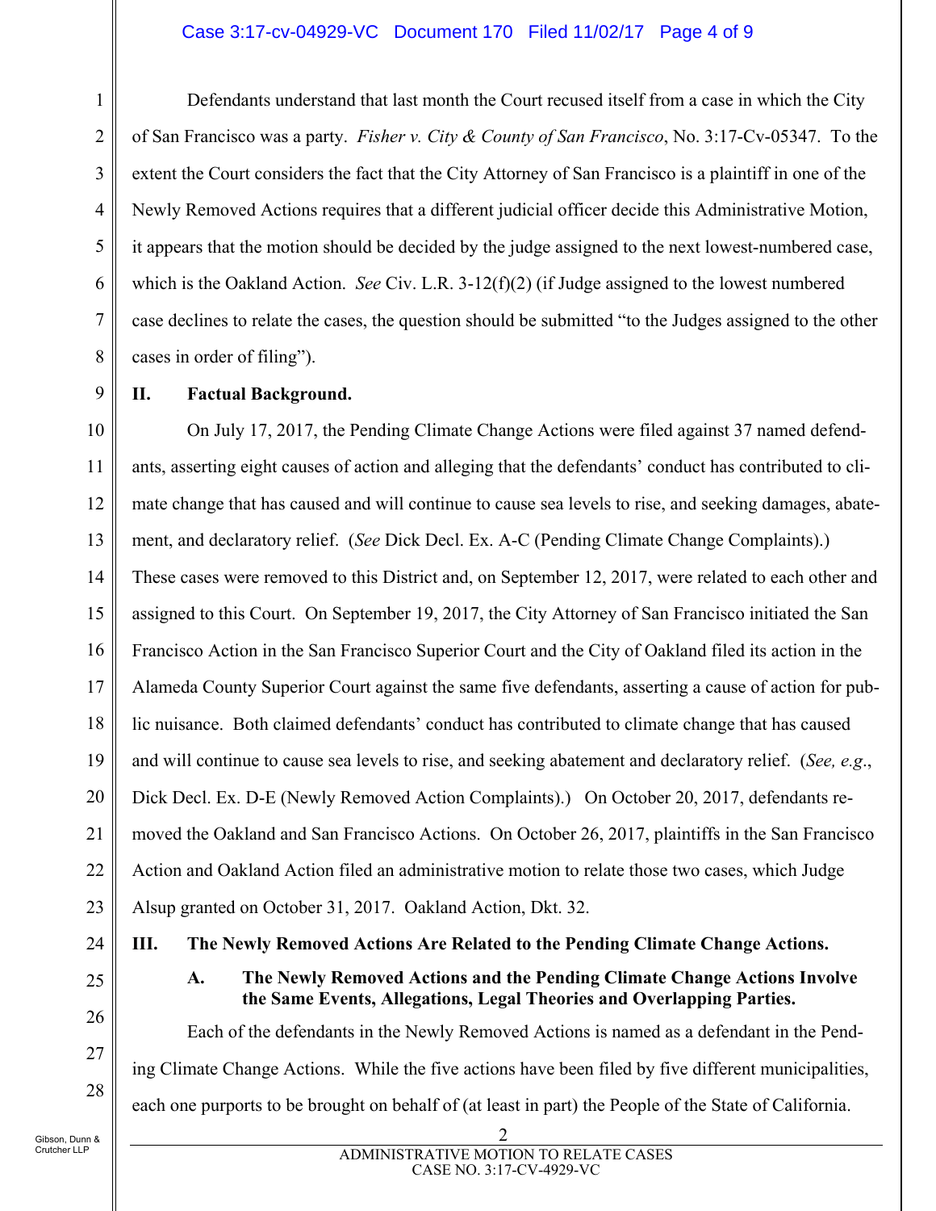Defendants understand that last month the Court recused itself from a case in which the City of San Francisco was a party. *Fisher v. City & County of San Francisco*, No. 3:17-Cv-05347. To the extent the Court considers the fact that the City Attorney of San Francisco is a plaintiff in one of the Newly Removed Actions requires that a different judicial officer decide this Administrative Motion, it appears that the motion should be decided by the judge assigned to the next lowest-numbered case, which is the Oakland Action. *See* Civ. L.R. 3-12(f)(2) (if Judge assigned to the lowest numbered case declines to relate the cases, the question should be submitted "to the Judges assigned to the other cases in order of filing").

## II. Factual Background.

On July 17, 2017, the Pending Climate Change Actions were filed against 37 named defendants, asserting eight causes of action and alleging that the defendants' conduct has contributed to climate change that has caused and will continue to cause sea levels to rise, and seeking damages, abatement, and declaratory relief. (*See* Dick Decl. Ex. A-C (Pending Climate Change Complaints).) These cases were removed to this District and, on September 12, 2017, were related to each other and assigned to this Court. On September 19, 2017, the City Attorney of San Francisco initiated the San Francisco Action in the San Francisco Superior Court and the City of Oakland filed its action in the Alameda County Superior Court against the same five defendants, asserting a cause of action for public nuisance. Both claimed defendants' conduct has contributed to climate change that has caused and will continue to cause sea levels to rise, and seeking abatement and declaratory relief. (*See, e.g.*, Dick Decl. Ex. D-E (Newly Removed Action Complaints).) On October 20, 2017, defendants removed the Oakland and San Francisco Actions. On October 26, 2017, plaintiffs in the San Francisco Action and Oakland Action filed an administrative motion to relate those two cases, which Judge Alsup granted on October 31, 2017. Oakland Action, Dkt. 32.

## III. The Newly Removed Actions Are Related to the Pending Climate Change Actions.

### A. The Newly Removed Actions and the Pending Climate Change Actions Involve the Same Events, Allegations, Legal Theories and Overlapping Parties.

Each of the defendants in the Newly Removed Actions is named as a defendant in the Pending Climate Change Actions. While the five actions have been filed by five different municipalities, each one purports to be brought on behalf of (at least in part) the People of the State of California.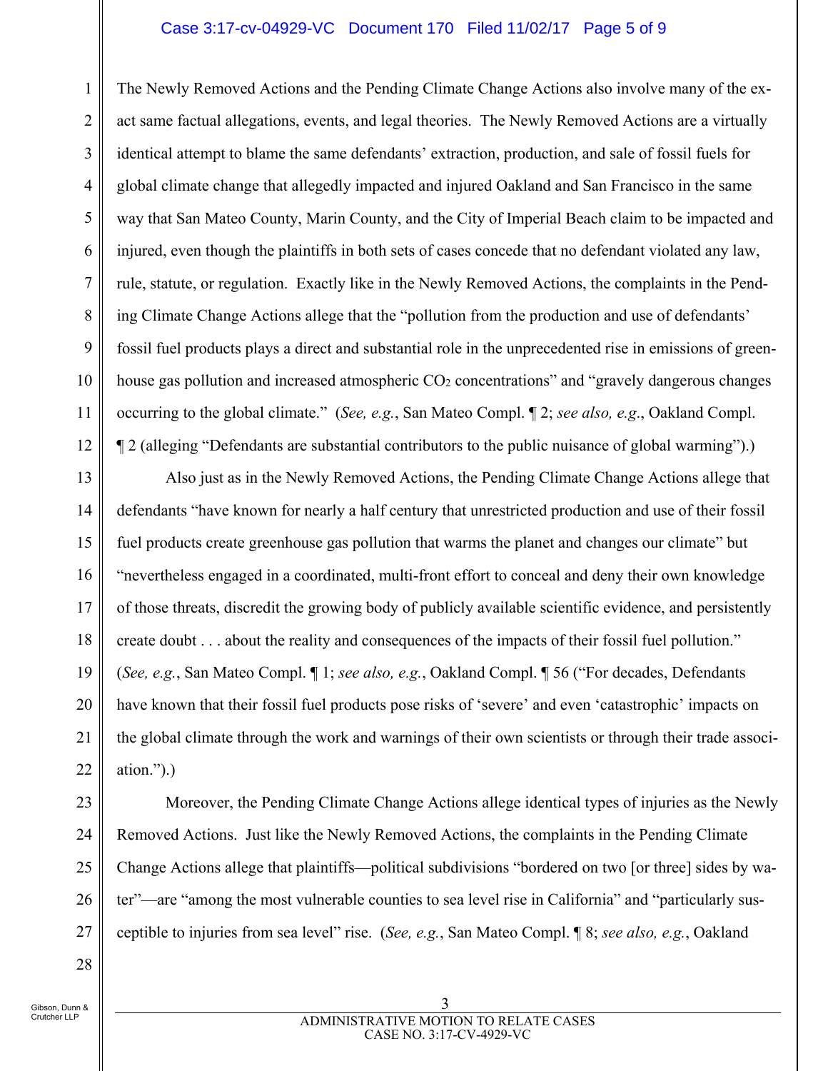The Newly Removed Actions and the Pending Climate Change Actions also involve many of the exact same factual allegations, events, and legal theories. The Newly Removed Actions are a virtually identical attempt to blame the same defendants' extraction, production, and sale of fossil fuels for global climate change that allegedly impacted and injured Oakland and San Francisco in the same way that San Mateo County, Marin County, and the City of Imperial Beach claim to be impacted and injured, even though the plaintiffs in both sets of cases concede that no defendant violated any law, rule, statute, or regulation. Exactly like in the Newly Removed Actions, the complaints in the Pending Climate Change Actions allege that the "pollution from the production and use of defendants' fossil fuel products plays a direct and substantial role in the unprecedented rise in emissions of greenhouse gas pollution and increased atmospheric $CO_2$ concentrations" and "gravely dangerous changes occurring to the global climate." (*See, e.g.*, San Mateo Compl. ¶ 2; *see also, e.g*., Oakland Compl. ¶ 2 (alleging "Defendants are substantial contributors to the public nuisance of global warming").)

Also just as in the Newly Removed Actions, the Pending Climate Change Actions allege that defendants "have known for nearly a half century that unrestricted production and use of their fossil fuel products create greenhouse gas pollution that warms the planet and changes our climate" but "nevertheless engaged in a coordinated, multi-front effort to conceal and deny their own knowledge of those threats, discredit the growing body of publicly available scientific evidence, and persistently create doubt . . . about the reality and consequences of the impacts of their fossil fuel pollution." (*See, e.g.*, San Mateo Compl. ¶ 1; *see also, e.g.*, Oakland Compl. ¶ 56 ("For decades, Defendants have known that their fossil fuel products pose risks of 'severe' and even 'catastrophic' impacts on the global climate through the work and warnings of their own scientists or through their trade association.").)

Moreover, the Pending Climate Change Actions allege identical types of injuries as the Newly Removed Actions. Just like the Newly Removed Actions, the complaints in the Pending Climate Change Actions allege that plaintiffs—political subdivisions "bordered on two [or three] sides by water"—are "among the most vulnerable counties to sea level rise in California" and "particularly susceptible to injuries from sea level" rise. (*See, e.g.*, San Mateo Compl. ¶ 8; *see also, e.g.*, Oakland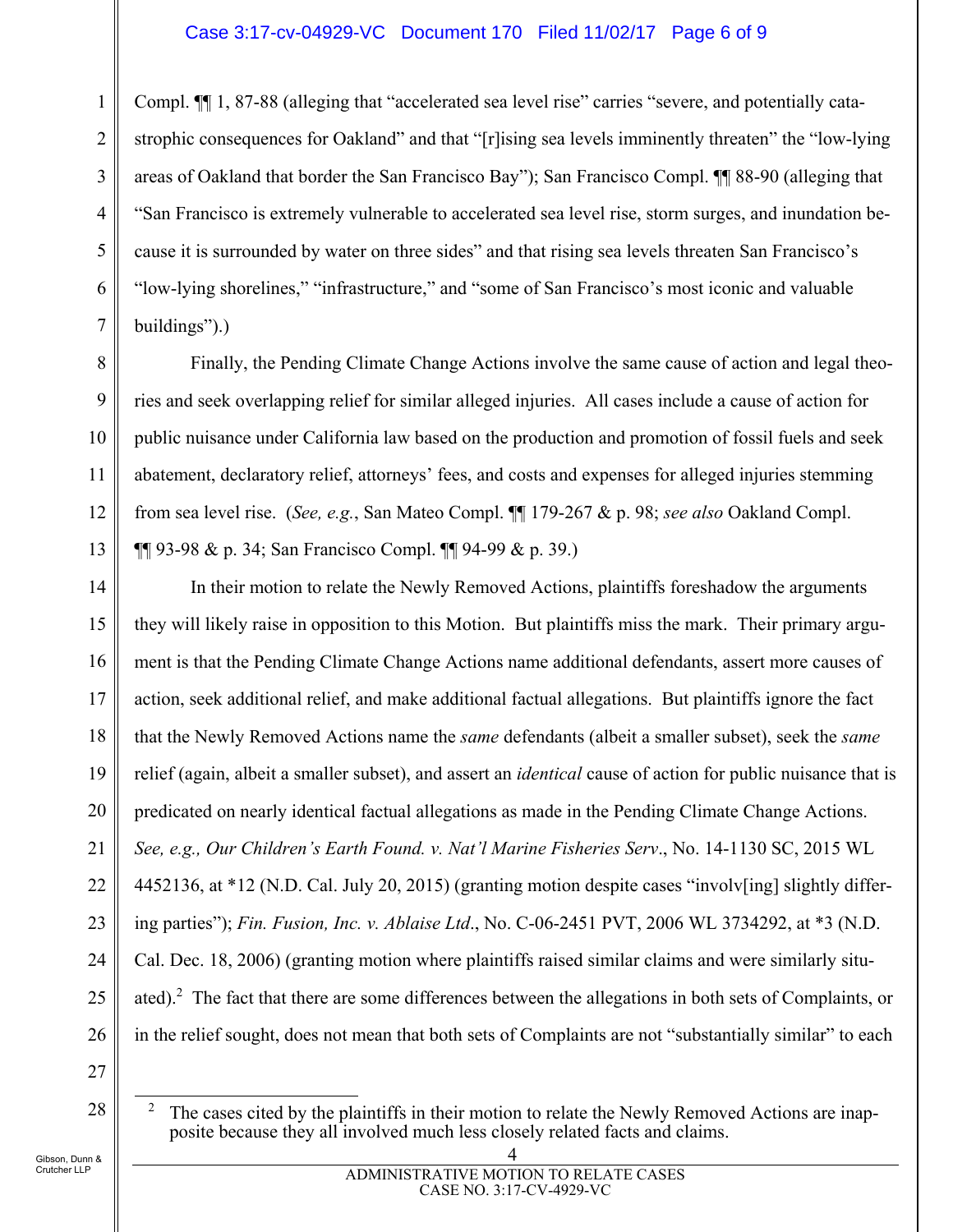Compl. ¶¶ 1, 87-88 (alleging that "accelerated sea level rise" carries "severe, and potentially catastrophic consequences for Oakland" and that "[r]ising sea levels imminently threaten" the "low-lying areas of Oakland that border the San Francisco Bay"); San Francisco Compl. ¶¶ 88-90 (alleging that "San Francisco is extremely vulnerable to accelerated sea level rise, storm surges, and inundation because it is surrounded by water on three sides" and that rising sea levels threaten San Francisco's "low-lying shorelines," "infrastructure," and "some of San Francisco's most iconic and valuable buildings").)

Finally, the Pending Climate Change Actions involve the same cause of action and legal theories and seek overlapping relief for similar alleged injuries. All cases include a cause of action for public nuisance under California law based on the production and promotion of fossil fuels and seek abatement, declaratory relief, attorneys' fees, and costs and expenses for alleged injuries stemming from sea level rise. (*See, e.g.*, San Mateo Compl. ¶¶ 179-267 & p. 98; *see also* Oakland Compl. ¶¶ 93-98 & p. 34; San Francisco Compl. ¶¶ 94-99 & p. 39.)

In their motion to relate the Newly Removed Actions, plaintiffs foreshadow the arguments they will likely raise in opposition to this Motion. But plaintiffs miss the mark. Their primary argument is that the Pending Climate Change Actions name additional defendants, assert more causes of action, seek additional relief, and make additional factual allegations. But plaintiffs ignore the fact that the Newly Removed Actions name the *same* defendants (albeit a smaller subset), seek the *same* relief (again, albeit a smaller subset), and assert an *identical* cause of action for public nuisance that is predicated on nearly identical factual allegations as made in the Pending Climate Change Actions. *See, e.g., Our Children's Earth Found. v. Nat'l Marine Fisheries Serv.*, No. 14-1130 SC, 2015 WL 4452136, at *12 (N.D. Cal. July 20, 2015) (granting motion despite cases "involv[ing] slightly differing parties"); *Fin. Fusion, Inc. v. Ablaise Ltd.*, No. C-06-2451 PVT, 2006 WL 3734292, at *3 (N.D. Cal. Dec. 18, 2006) (granting motion where plaintiffs raised similar claims and were similarly situated).[2] The fact that there are some differences between the allegations in both sets of Complaints, or in the relief sought, does not mean that both sets of Complaints are not "substantially similar" to each

[2] The cases cited by the plaintiffs in their motion to relate the Newly Removed Actions are inapposite because they all involved much less closely related facts and claims.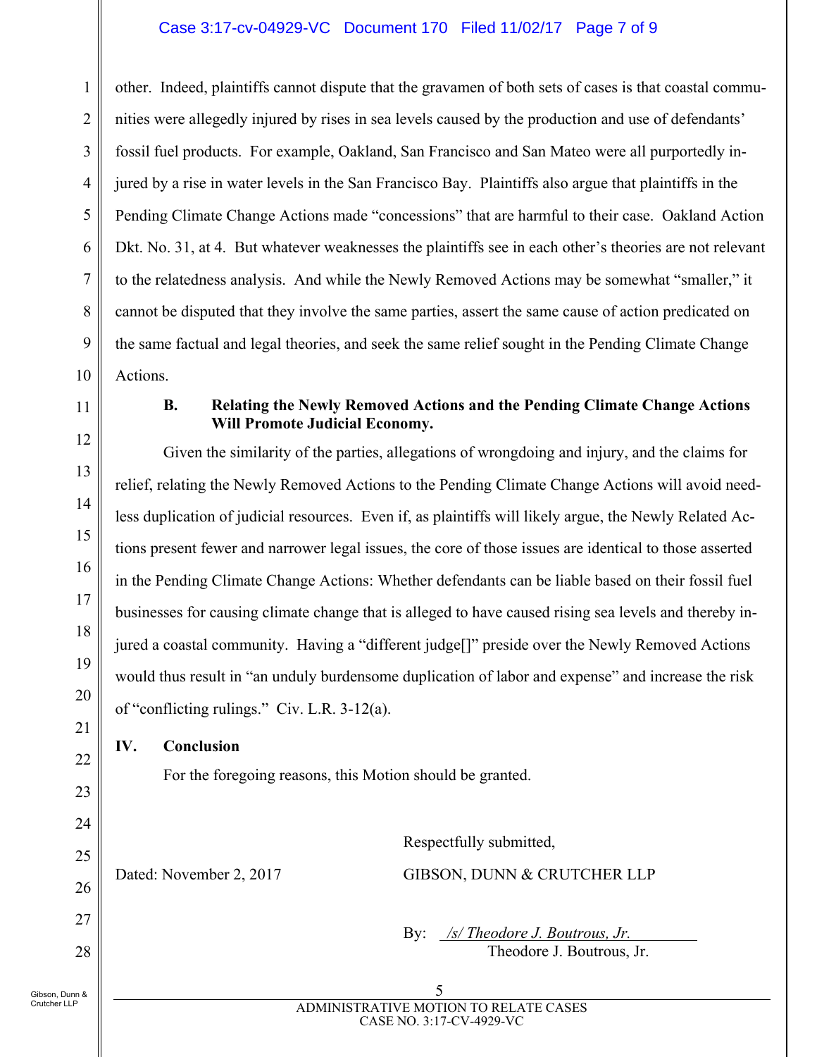other. Indeed, plaintiffs cannot dispute that the gravamen of both sets of cases is that coastal communities were allegedly injured by rises in sea levels caused by the production and use of defendants' fossil fuel products. For example, Oakland, San Francisco and San Mateo were all purportedly injured by a rise in water levels in the San Francisco Bay. Plaintiffs also argue that plaintiffs in the Pending Climate Change Actions made "concessions" that are harmful to their case. Oakland Action Dkt. No. 31, at 4. But whatever weaknesses the plaintiffs see in each other's theories are not relevant to the relatedness analysis. And while the Newly Removed Actions may be somewhat "smaller," it cannot be disputed that they involve the same parties, assert the same cause of action predicated on the same factual and legal theories, and seek the same relief sought in the Pending Climate Change Actions.

### B. Relating the Newly Removed Actions and the Pending Climate Change Actions Will Promote Judicial Economy.

Given the similarity of the parties, allegations of wrongdoing and injury, and the claims for relief, relating the Newly Removed Actions to the Pending Climate Change Actions will avoid needless duplication of judicial resources. Even if, as plaintiffs will likely argue, the Newly Related Actions present fewer and narrower legal issues, the core of those issues are identical to those asserted in the Pending Climate Change Actions: Whether defendants can be liable based on their fossil fuel businesses for causing climate change that is alleged to have caused rising sea levels and thereby injured a coastal community. Having a "different judge[]" preside over the Newly Removed Actions would thus result in "an unduly burdensome duplication of labor and expense" and increase the risk of "conflicting rulings." Civ. L.R. 3-12(a).

## IV. Conclusion

For the foregoing reasons, this Motion should be granted.

Dated: November 2, 2017

Respectfully submitted,

GIBSON, DUNN & CRUTCHER LLP

By: /s/ Theodore J. Boutrous, Jr.
Theodore J. Boutrous, Jr.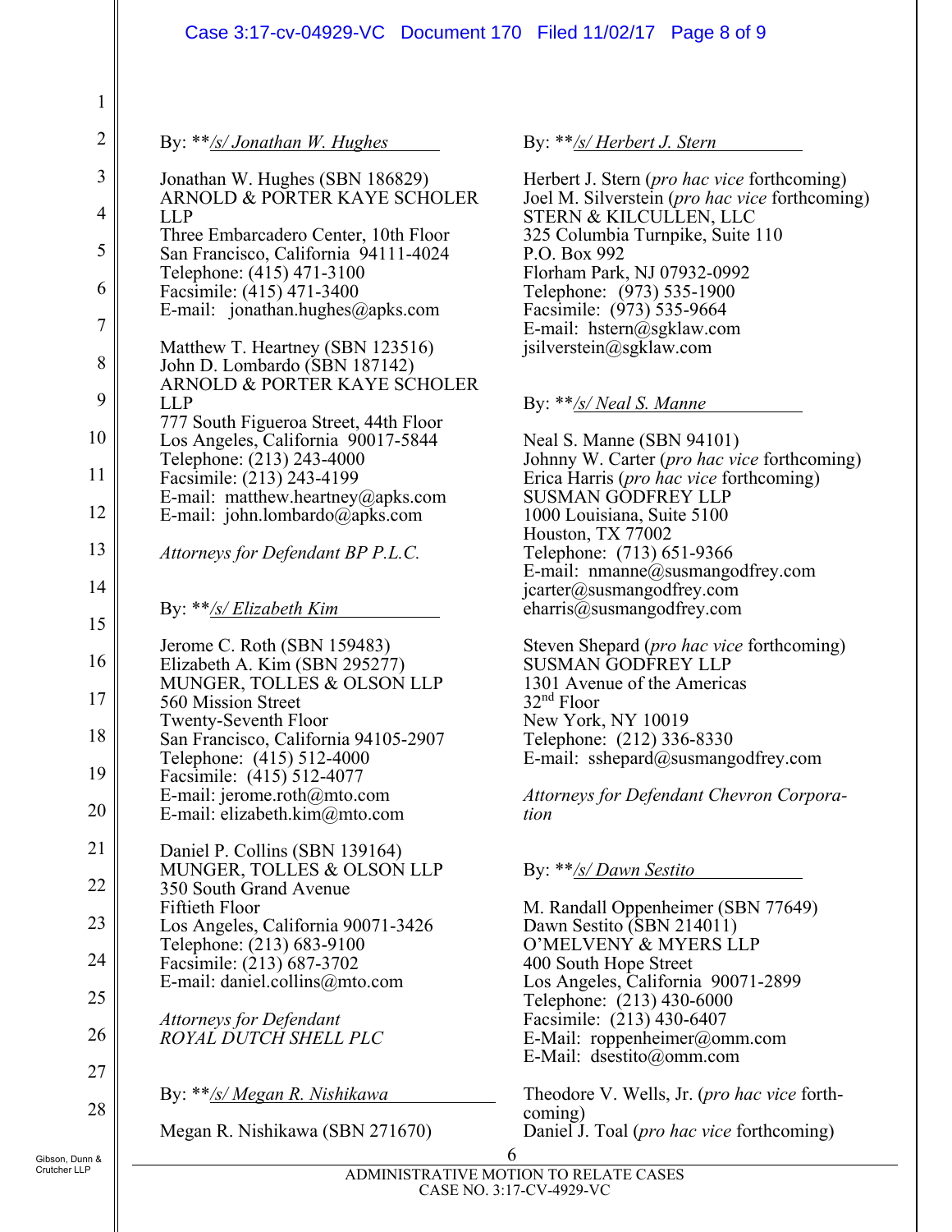By: \*\*/s/ Jonathan W. Hughes

Jonathan W. Hughes (SBN 186829)
ARNOLD & PORTER KAYE SCHOLER LLP
Three Embarcadero Center, 10th Floor
San Francisco, California 94111-4024
Telephone: (415) 471-3100
Facsimile: (415) 471-3400
E-mail: jonathan.hughes@apks.com

Matthew T. Heartney (SBN 123516)
John D. Lombardo (SBN 187142)
ARNOLD & PORTER KAYE SCHOLER LLP
777 South Figueroa Street, 44th Floor
Los Angeles, California 90017-5844
Telephone: (213) 243-4000
Facsimile: (213) 243-4199
E-mail: matthew.heartney@apks.com
E-mail: john.lombardo@apks.com

*Attorneys for Defendant BP P.L.C.*

By: \*\*/s/ Elizabeth Kim

Jerome C. Roth (SBN 159483)
Elizabeth A. Kim (SBN 295277)
MUNGER, TOLLES & OLSON LLP
560 Mission Street
Twenty-Seventh Floor
San Francisco, California 94105-2907
Telephone: (415) 512-4000
Facsimile: (415) 512-4077
E-mail: jerome.roth@mto.com
E-mail: elizabeth.kim@mto.com

Daniel P. Collins (SBN 139164)
MUNGER, TOLLES & OLSON LLP
350 South Grand Avenue
Fiftieth Floor
Los Angeles, California 90071-3426
Telephone: (213) 683-9100
Facsimile: (213) 687-3702
E-mail: daniel.collins@mto.com

*Attorneys for Defendant ROYAL DUTCH SHELL PLC*

By: \*\*/s/ Megan R. Nishikawa

Megan R. Nishikawa (SBN 271670)

By: \*\*/s/ Herbert J. Stern

Herbert J. Stern (*pro hac vice* forthcoming)
Joel M. Silverstein (*pro hac vice* forthcoming)
STERN & KILCULLEN, LLC
325 Columbia Turnpike, Suite 110
P.O. Box 992
Florham Park, NJ 07932-0992
Telephone: (973) 535-1900
Facsimile: (973) 535-9664
E-mail: hstern@sgklaw.com
jsilverstein@sgklaw.com

By: \*\*/s/ Neal S. Manne

Neal S. Manne (SBN 94101)
Johnny W. Carter (*pro hac vice* forthcoming)
Erica Harris (*pro hac vice* forthcoming)
SUSMAN GODFREY LLP
1000 Louisiana, Suite 5100
Houston, TX 77002
Telephone: (713) 651-9366
E-mail: nmanne@susmangodfrey.com
jcarter@susmangodfrey.com
eharris@susmangodfrey.com

Steven Shepard (*pro hac vice* forthcoming)
SUSMAN GODFREY LLP
1301 Avenue of the Americas
32nd Floor
New York, NY 10019
Telephone: (212) 336-8330
E-mail: sshepard@susmangodfrey.com

*Attorneys for Defendant Chevron Corporation*

By: \*\*/s/ Dawn Sestito

M. Randall Oppenheimer (SBN 77649)
Dawn Sestito (SBN 214011)
O'MELVENY & MYERS LLP
400 South Hope Street
Los Angeles, California 90071-2899
Telephone: (213) 430-6000
Facsimile: (213) 430-6407
E-Mail: roppenheimer@omm.com
E-Mail: dsestito@omm.com

Theodore V. Wells, Jr. (*pro hac vice* forthcoming)
Daniel J. Toal (*pro hac vice* forthcoming)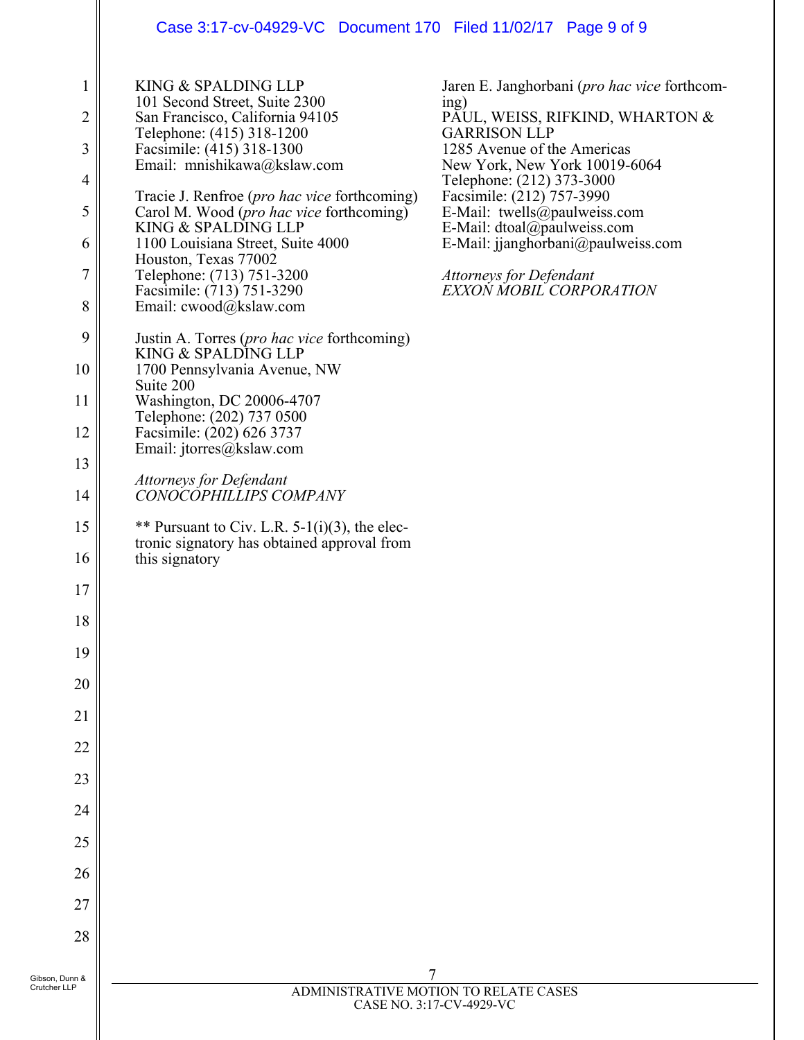KING & SPALDING LLP
101 Second Street, Suite 2300
San Francisco, California 94105
Telephone: (415) 318-1200
Facsimile: (415) 318-1300
Email: mnishikawa@kslaw.com

Tracie J. Renfroe (*pro hac vice* forthcoming)
Carol M. Wood (*pro hac vice* forthcoming)
KING & SPALDING LLP
1100 Louisiana Street, Suite 4000
Houston, Texas 77002
Telephone: (713) 751-3200
Facsimile: (713) 751-3290
Email: cwood@kslaw.com

Justin A. Torres (*pro hac vice* forthcoming)
KING & SPALDING LLP
1700 Pennsylvania Avenue, NW
Suite 200
Washington, DC 20006-4707
Telephone: (202) 737 0500
Facsimile: (202) 626 3737
Email: jtorres@kslaw.com

*Attorneys for Defendant*
*CONOCOPHILLIPS COMPANY*

** Pursuant to Civ. L.R. 5-1(i)(3), the electronic signatory has obtained approval from this signatory

Jaren E. Janghorbani (*pro hac vice* forthcoming)
PAUL, WEISS, RIFKIND, WHARTON & GARRISON LLP
1285 Avenue of the Americas
New York, New York 10019-6064
Telephone: (212) 373-3000
Facsimile: (212) 757-3990
E-Mail: twells@paulweiss.com
E-Mail: dtoal@paulweiss.com
E-Mail: jjanghorbani@paulweiss.com

*Attorneys for Defendant*
*EXXON MOBIL CORPORATION*